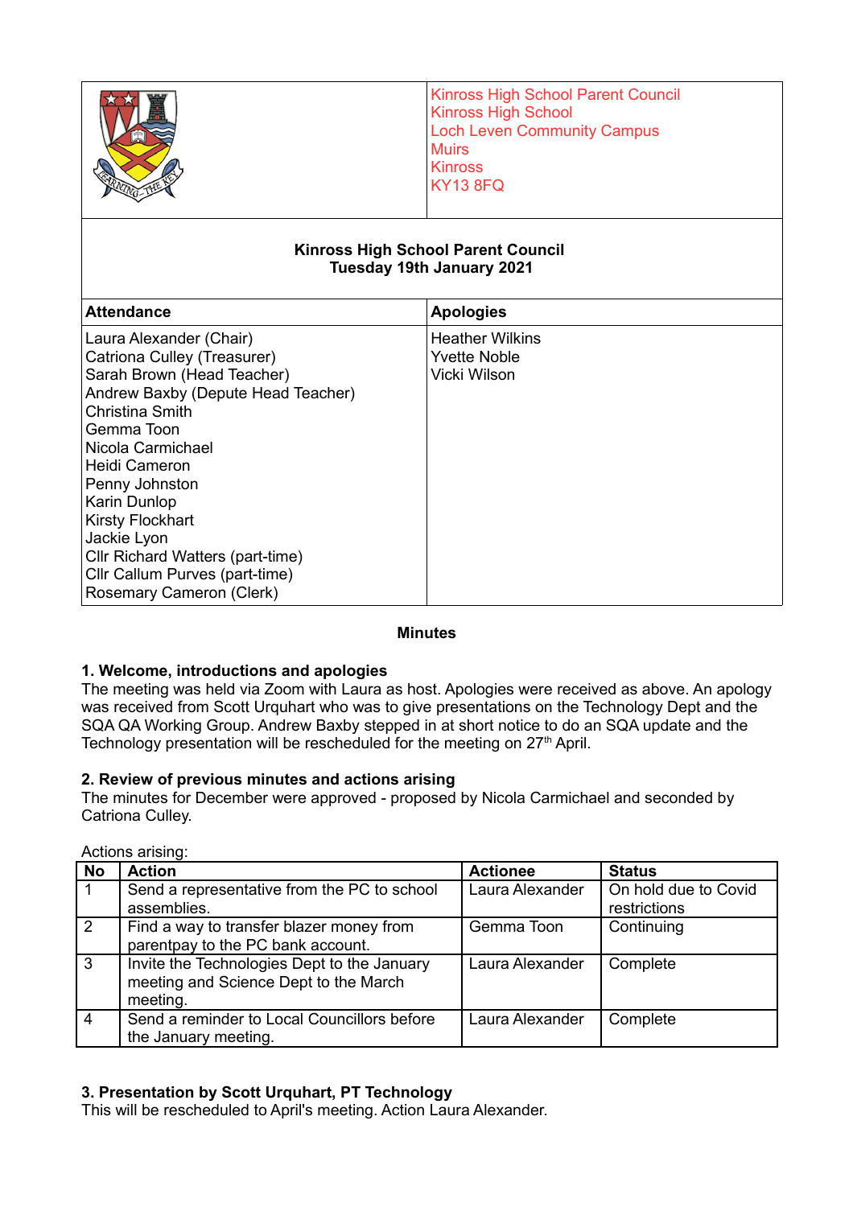Kinross High School Parent Council
Kinross High School
Loch Leven Community Campus
Muirs
Kinross
KY13 8FQ

**Kinross High School Parent Council**
**Tuesday 19th January 2021**

| Attendance | Apologies |
|---|---|
| Laura Alexander (Chair)<br>Catriona Culley (Treasurer)<br>Sarah Brown (Head Teacher)<br>Andrew Baxby (Depute Head Teacher)<br>Christina Smith<br>Gemma Toon<br>Nicola Carmichael<br>Heidi Cameron<br>Penny Johnston<br>Karin Dunlop<br>Kirsty Flockhart<br>Jackie Lyon<br>Cllr Richard Watters (part-time)<br>Cllr Callum Purves (part-time)<br>Rosemary Cameron (Clerk) | Heather Wilkins<br>Yvette Noble<br>Vicki Wilson |

## Minutes

### 1. Welcome, introductions and apologies

The meeting was held via Zoom with Laura as host. Apologies were received as above. An apology was received from Scott Urquhart who was to give presentations on the Technology Dept and the SQA QA Working Group. Andrew Baxby stepped in at short notice to do an SQA update and the Technology presentation will be rescheduled for the meeting on 27th April.

### 2. Review of previous minutes and actions arising

The minutes for December were approved - proposed by Nicola Carmichael and seconded by Catriona Culley.

Actions arising:

| No | Action | Actionee | Status |
|---|---|---|---|
| 1 | Send a representative from the PC to school assemblies. | Laura Alexander | On hold due to Covid restrictions |
| 2 | Find a way to transfer blazer money from parentpay to the PC bank account. | Gemma Toon | Continuing |
| 3 | Invite the Technologies Dept to the January meeting and Science Dept to the March meeting. | Laura Alexander | Complete |
| 4 | Send a reminder to Local Councillors before the January meeting. | Laura Alexander | Complete |

### 3. Presentation by Scott Urquhart, PT Technology

This will be rescheduled to April's meeting. Action Laura Alexander.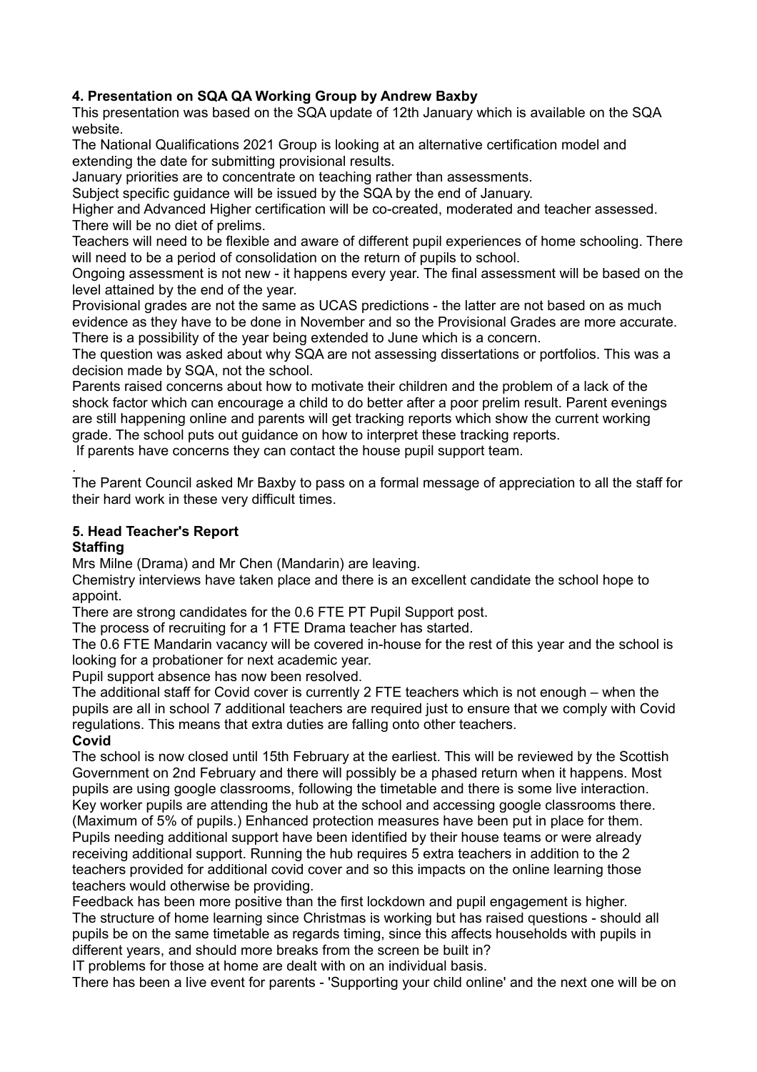**4. Presentation on SQA QA Working Group by Andrew Baxby**

This presentation was based on the SQA update of 12th January which is available on the SQA website.

The National Qualifications 2021 Group is looking at an alternative certification model and extending the date for submitting provisional results.

January priorities are to concentrate on teaching rather than assessments.

Subject specific guidance will be issued by the SQA by the end of January.

Higher and Advanced Higher certification will be co-created, moderated and teacher assessed. There will be no diet of prelims.

Teachers will need to be flexible and aware of different pupil experiences of home schooling. There will need to be a period of consolidation on the return of pupils to school.

Ongoing assessment is not new - it happens every year. The final assessment will be based on the level attained by the end of the year.

Provisional grades are not the same as UCAS predictions - the latter are not based on as much evidence as they have to be done in November and so the Provisional Grades are more accurate. There is a possibility of the year being extended to June which is a concern.

The question was asked about why SQA are not assessing dissertations or portfolios. This was a decision made by SQA, not the school.

Parents raised concerns about how to motivate their children and the problem of a lack of the shock factor which can encourage a child to do better after a poor prelim result. Parent evenings are still happening online and parents will get tracking reports which show the current working grade. The school puts out guidance on how to interpret these tracking reports.

If parents have concerns they can contact the house pupil support team.

.

The Parent Council asked Mr Baxby to pass on a formal message of appreciation to all the staff for their hard work in these very difficult times.

**5. Head Teacher's Report**

**Staffing**

Mrs Milne (Drama) and Mr Chen (Mandarin) are leaving.

Chemistry interviews have taken place and there is an excellent candidate the school hope to appoint.

There are strong candidates for the 0.6 FTE PT Pupil Support post.

The process of recruiting for a 1 FTE Drama teacher has started.

The 0.6 FTE Mandarin vacancy will be covered in-house for the rest of this year and the school is looking for a probationer for next academic year.

Pupil support absence has now been resolved.

The additional staff for Covid cover is currently 2 FTE teachers which is not enough – when the pupils are all in school 7 additional teachers are required just to ensure that we comply with Covid regulations. This means that extra duties are falling onto other teachers.

**Covid**

The school is now closed until 15th February at the earliest. This will be reviewed by the Scottish Government on 2nd February and there will possibly be a phased return when it happens. Most pupils are using google classrooms, following the timetable and there is some live interaction. Key worker pupils are attending the hub at the school and accessing google classrooms there. (Maximum of 5% of pupils.) Enhanced protection measures have been put in place for them. Pupils needing additional support have been identified by their house teams or were already receiving additional support. Running the hub requires 5 extra teachers in addition to the 2 teachers provided for additional covid cover and so this impacts on the online learning those teachers would otherwise be providing.

Feedback has been more positive than the first lockdown and pupil engagement is higher.

The structure of home learning since Christmas is working but has raised questions - should all pupils be on the same timetable as regards timing, since this affects households with pupils in different years, and should more breaks from the screen be built in?

IT problems for those at home are dealt with on an individual basis.

There has been a live event for parents - 'Supporting your child online' and the next one will be on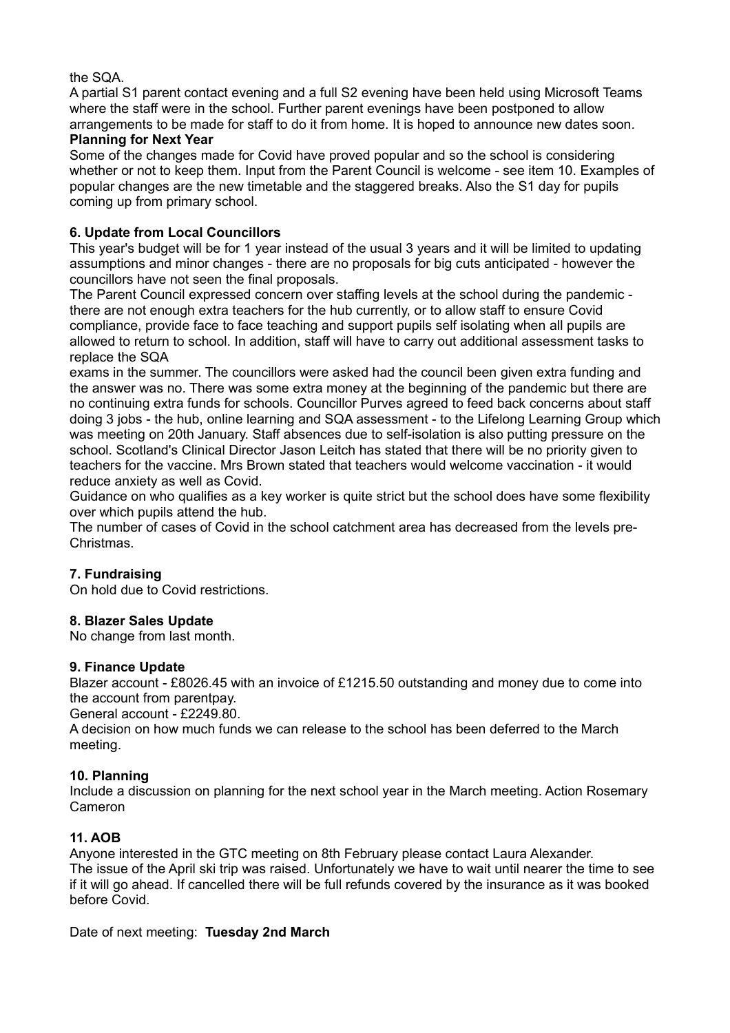the SQA.

A partial S1 parent contact evening and a full S2 evening have been held using Microsoft Teams where the staff were in the school. Further parent evenings have been postponed to allow arrangements to be made for staff to do it from home. It is hoped to announce new dates soon.

**Planning for Next Year**

Some of the changes made for Covid have proved popular and so the school is considering whether or not to keep them. Input from the Parent Council is welcome - see item 10. Examples of popular changes are the new timetable and the staggered breaks. Also the S1 day for pupils coming up from primary school.

### 6. Update from Local Councillors

This year's budget will be for 1 year instead of the usual 3 years and it will be limited to updating assumptions and minor changes - there are no proposals for big cuts anticipated - however the councillors have not seen the final proposals.

The Parent Council expressed concern over staffing levels at the school during the pandemic - there are not enough extra teachers for the hub currently, or to allow staff to ensure Covid compliance, provide face to face teaching and support pupils self isolating when all pupils are allowed to return to school. In addition, staff will have to carry out additional assessment tasks to replace the SQA

exams in the summer. The councillors were asked had the council been given extra funding and the answer was no. There was some extra money at the beginning of the pandemic but there are no continuing extra funds for schools. Councillor Purves agreed to feed back concerns about staff doing 3 jobs - the hub, online learning and SQA assessment - to the Lifelong Learning Group which was meeting on 20th January. Staff absences due to self-isolation is also putting pressure on the school. Scotland's Clinical Director Jason Leitch has stated that there will be no priority given to teachers for the vaccine. Mrs Brown stated that teachers would welcome vaccination - it would reduce anxiety as well as Covid.

Guidance on who qualifies as a key worker is quite strict but the school does have some flexibility over which pupils attend the hub.

The number of cases of Covid in the school catchment area has decreased from the levels pre-Christmas.

### 7. Fundraising

On hold due to Covid restrictions.

### 8. Blazer Sales Update

No change from last month.

### 9. Finance Update

Blazer account - £8026.45 with an invoice of £1215.50 outstanding and money due to come into the account from parentpay.

General account - £2249.80.

A decision on how much funds we can release to the school has been deferred to the March meeting.

### 10. Planning

Include a discussion on planning for the next school year in the March meeting. Action Rosemary Cameron

### 11. AOB

Anyone interested in the GTC meeting on 8th February please contact Laura Alexander.

The issue of the April ski trip was raised. Unfortunately we have to wait until nearer the time to see if it will go ahead. If cancelled there will be full refunds covered by the insurance as it was booked before Covid.

Date of next meeting: **Tuesday 2nd March**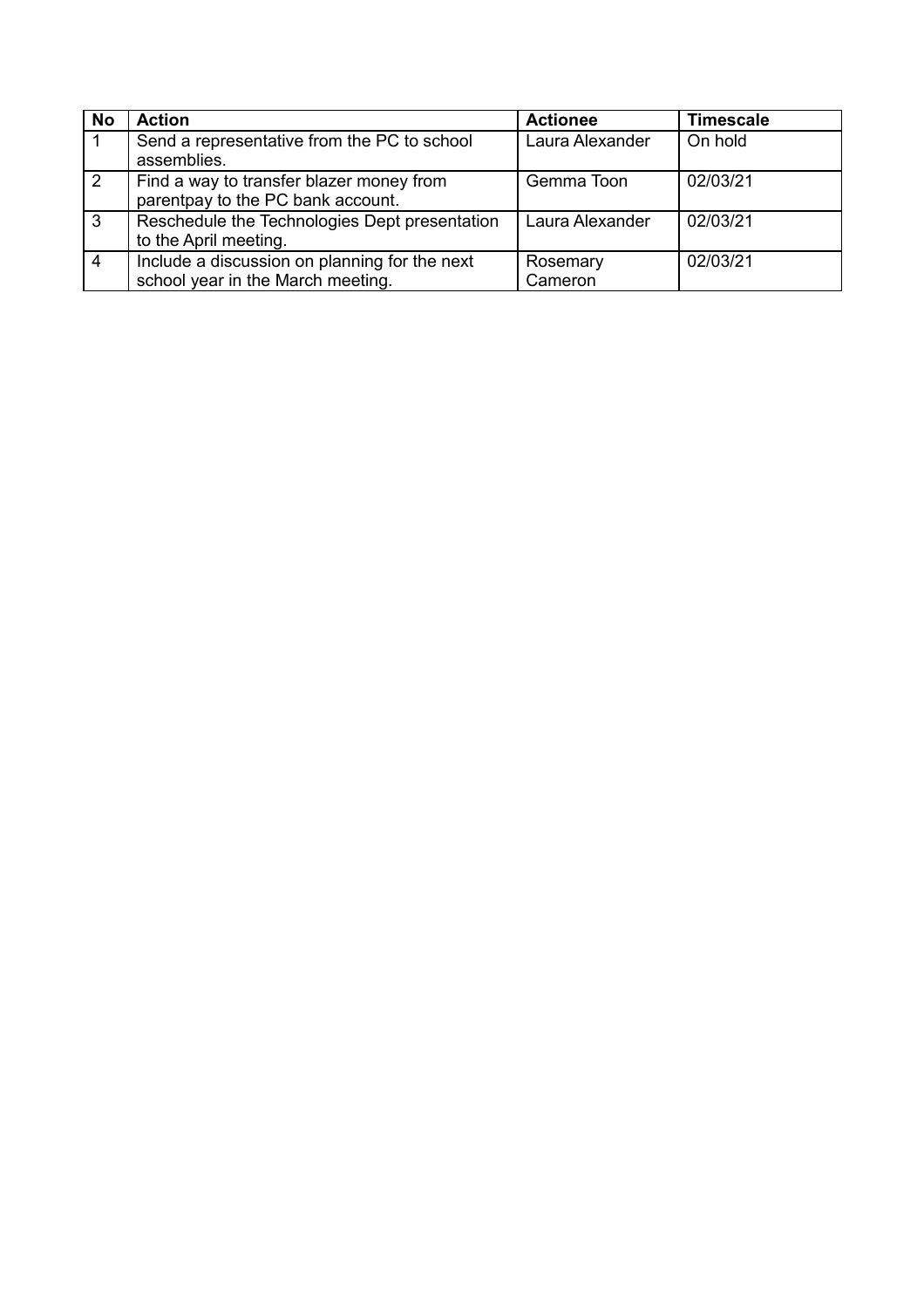| No | Action | Actionee | Timescale |
| --- | --- | --- | --- |
| 1 | Send a representative from the PC to school assemblies. | Laura Alexander | On hold |
| 2 | Find a way to transfer blazer money from parentpay to the PC bank account. | Gemma Toon | 02/03/21 |
| 3 | Reschedule the Technologies Dept presentation to the April meeting. | Laura Alexander | 02/03/21 |
| 4 | Include a discussion on planning for the next school year in the March meeting. | Rosemary Cameron | 02/03/21 |